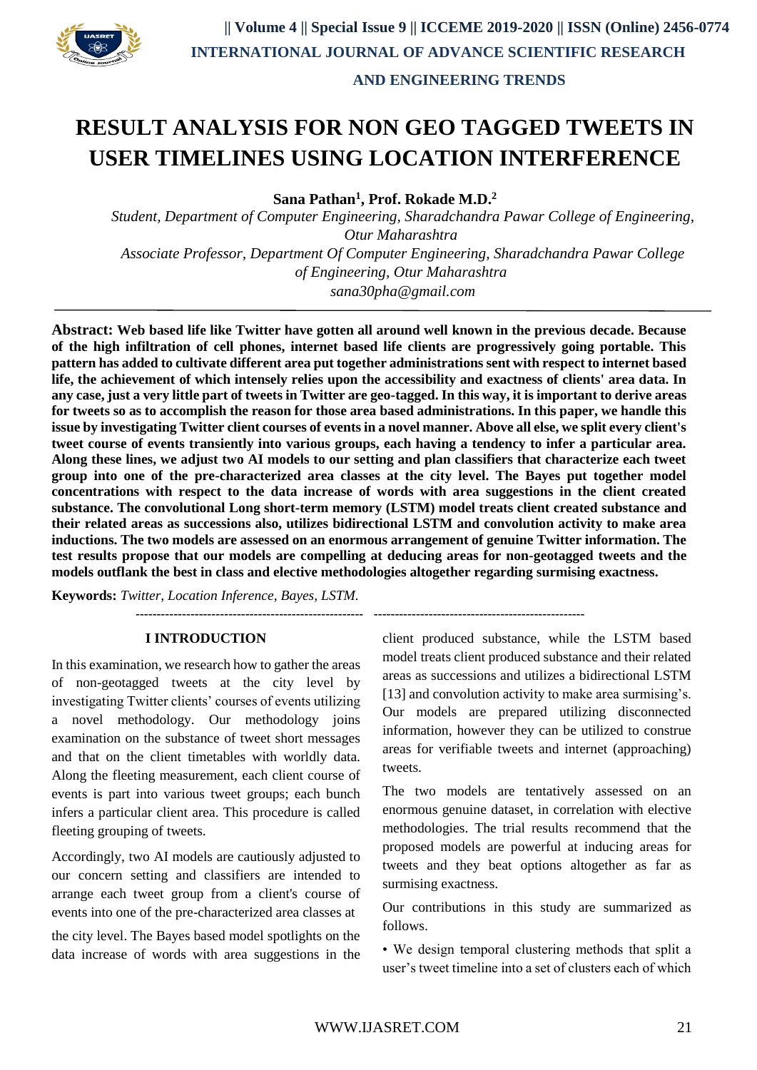# RESULT ANALYSIS FOR NON GEO TAGGED TWEETS IN USER TIMELINES USING LOCATION INTERFERENCE

**Sana Pathan[1], Prof. Rokade M.D.[2]**

*Student, Department of Computer Engineering, Sharadchandra Pawar College of Engineering, Otur Maharashtra*

*Associate Professor, Department Of Computer Engineering, Sharadchandra Pawar College of Engineering, Otur Maharashtra*

*sana30pha@gmail.com*

---

**Abstract: Web based life like Twitter have gotten all around well known in the previous decade. Because of the high infiltration of cell phones, internet based life clients are progressively going portable. This pattern has added to cultivate different area put together administrations sent with respect to internet based life, the achievement of which intensely relies upon the accessibility and exactness of clients' area data. In any case, just a very little part of tweets in Twitter are geo-tagged. In this way, it is important to derive areas for tweets so as to accomplish the reason for those area based administrations. In this paper, we handle this issue by investigating Twitter client courses of events in a novel manner. Above all else, we split every client's tweet course of events transiently into various groups, each having a tendency to infer a particular area. Along these lines, we adjust two AI models to our setting and plan classifiers that characterize each tweet group into one of the pre-characterized area classes at the city level. The Bayes put together model concentrations with respect to the data increase of words with area suggestions in the client created substance. The convolutional Long short-term memory (LSTM) model treats client created substance and their related areas as successions also, utilizes bidirectional LSTM and convolution activity to make area inductions. The two models are assessed on an enormous arrangement of genuine Twitter information. The test results propose that our models are compelling at deducing areas for non-geotagged tweets and the models outflank the best in class and elective methodologies altogether regarding surmising exactness.**

**Keywords:** *Twitter, Location Inference, Bayes, LSTM.*

---

## I INTRODUCTION

In this examination, we research how to gather the areas of non-geotagged tweets at the city level by investigating Twitter clients' courses of events utilizing a novel methodology. Our methodology joins examination on the substance of tweet short messages and that on the client timetables with worldly data. Along the fleeting measurement, each client course of events is part into various tweet groups; each bunch infers a particular client area. This procedure is called fleeting grouping of tweets.

Accordingly, two AI models are cautiously adjusted to our concern setting and classifiers are intended to arrange each tweet group from a client's course of events into one of the pre-characterized area classes at the city level. The Bayes based model spotlights on the data increase of words with area suggestions in the client produced substance, while the LSTM based model treats client produced substance and their related areas as successions and utilizes a bidirectional LSTM [13] and convolution activity to make area surmising's. Our models are prepared utilizing disconnected information, however they can be utilized to construe areas for verifiable tweets and internet (approaching) tweets.

The two models are tentatively assessed on an enormous genuine dataset, in correlation with elective methodologies. The trial results recommend that the proposed models are powerful at inducing areas for tweets and they beat options altogether as far as surmising exactness.

Our contributions in this study are summarized as follows.

- We design temporal clustering methods that split a user's tweet timeline into a set of clusters each of which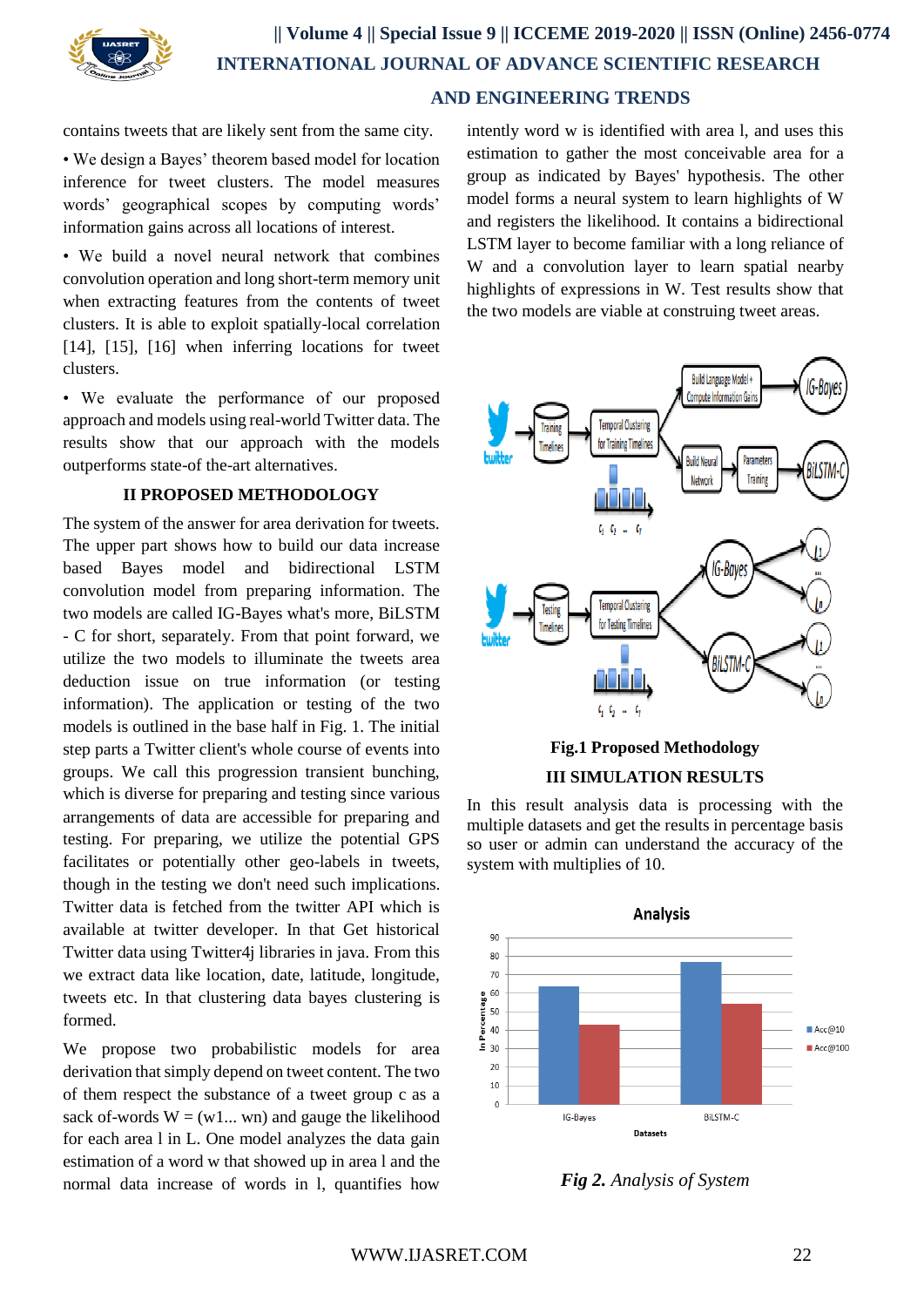contains tweets that are likely sent from the same city.

- We design a Bayes' theorem based model for location inference for tweet clusters. The model measures words' geographical scopes by computing words' information gains across all locations of interest.
- We build a novel neural network that combines convolution operation and long short-term memory unit when extracting features from the contents of tweet clusters. It is able to exploit spatially-local correlation [14], [15], [16] when inferring locations for tweet clusters.
- We evaluate the performance of our proposed approach and models using real-world Twitter data. The results show that our approach with the models outperforms state-of the-art alternatives.

## II PROPOSED METHODOLOGY

The system of the answer for area derivation for tweets. The upper part shows how to build our data increase based Bayes model and bidirectional LSTM convolution model from preparing information. The two models are called IG-Bayes what's more, BiLSTM - C for short, separately. From that point forward, we utilize the two models to illuminate the tweets area deduction issue on true information (or testing information). The application or testing of the two models is outlined in the base half in Fig. 1. The initial step parts a Twitter client's whole course of events into groups. We call this progression transient bunching, which is diverse for preparing and testing since various arrangements of data are accessible for preparing and testing. For preparing, we utilize the potential GPS facilitates or potentially other geo-labels in tweets, though in the testing we don't need such implications. Twitter data is fetched from the twitter API which is available at twitter developer. In that Get historical Twitter data using Twitter4j libraries in java. From this we extract data like location, date, latitude, longitude, tweets etc. In that clustering data bayes clustering is formed.

We propose two probabilistic models for area derivation that simply depend on tweet content. The two of them respect the substance of a tweet group c as a sack of-words W = (w1... wn) and gauge the likelihood for each area l in L. One model analyzes the data gain estimation of a word w that showed up in area l and the normal data increase of words in l, quantifies how intently word w is identified with area l, and uses this estimation to gather the most conceivable area for a group as indicated by Bayes' hypothesis. The other model forms a neural system to learn highlights of W and registers the likelihood. It contains a bidirectional LSTM layer to become familiar with a long reliance of W and a convolution layer to learn spatial nearby highlights of expressions in W. Test results show that the two models are viable at construing tweet areas.

**Fig.1 Proposed Methodology**

## III SIMULATION RESULTS

In this result analysis data is processing with the multiple datasets and get the results in percentage basis so user or admin can understand the accuracy of the system with multiples of 10.

*Fig 2. Analysis of System*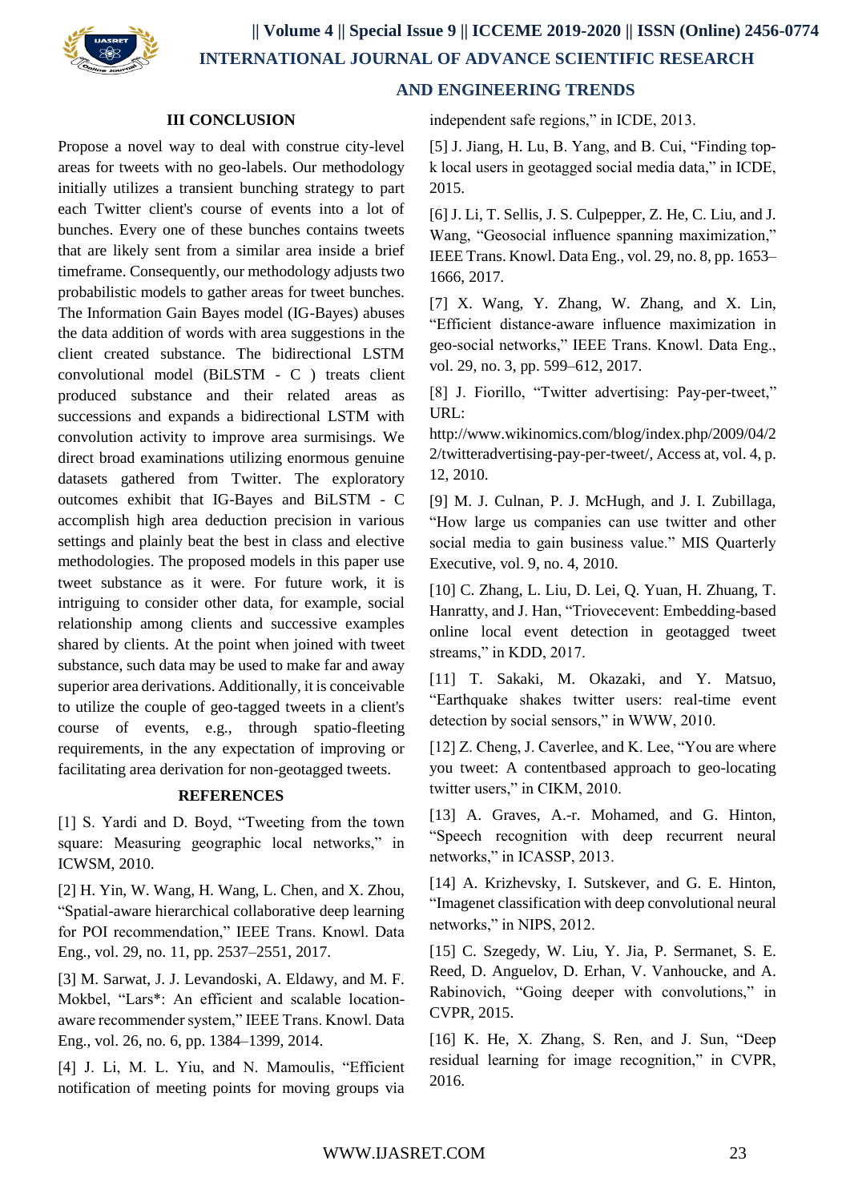## III CONCLUSION

Propose a novel way to deal with construe city-level areas for tweets with no geo-labels. Our methodology initially utilizes a transient bunching strategy to part each Twitter client's course of events into a lot of bunches. Every one of these bunches contains tweets that are likely sent from a similar area inside a brief timeframe. Consequently, our methodology adjusts two probabilistic models to gather areas for tweet bunches. The Information Gain Bayes model (IG-Bayes) abuses the data addition of words with area suggestions in the client created substance. The bidirectional LSTM convolutional model (BiLSTM - C ) treats client produced substance and their related areas as successions and expands a bidirectional LSTM with convolution activity to improve area surmisings. We direct broad examinations utilizing enormous genuine datasets gathered from Twitter. The exploratory outcomes exhibit that IG-Bayes and BiLSTM - C accomplish high area deduction precision in various settings and plainly beat the best in class and elective methodologies. The proposed models in this paper use tweet substance as it were. For future work, it is intriguing to consider other data, for example, social relationship among clients and successive examples shared by clients. At the point when joined with tweet substance, such data may be used to make far and away superior area derivations. Additionally, it is conceivable to utilize the couple of geo-tagged tweets in a client's course of events, e.g., through spatio-fleeting requirements, in the any expectation of improving or facilitating area derivation for non-geotagged tweets.

## REFERENCES

[1] S. Yardi and D. Boyd, "Tweeting from the town square: Measuring geographic local networks," in ICWSM, 2010.

[2] H. Yin, W. Wang, H. Wang, L. Chen, and X. Zhou, "Spatial-aware hierarchical collaborative deep learning for POI recommendation," IEEE Trans. Knowl. Data Eng., vol. 29, no. 11, pp. 2537–2551, 2017.

[3] M. Sarwat, J. J. Levandoski, A. Eldawy, and M. F. Mokbel, "Lars*: An efficient and scalable location-aware recommender system," IEEE Trans. Knowl. Data Eng., vol. 26, no. 6, pp. 1384–1399, 2014.

[4] J. Li, M. L. Yiu, and N. Mamoulis, "Efficient notification of meeting points for moving groups via independent safe regions," in ICDE, 2013.

[5] J. Jiang, H. Lu, B. Yang, and B. Cui, "Finding top-k local users in geotagged social media data," in ICDE, 2015.

[6] J. Li, T. Sellis, J. S. Culpepper, Z. He, C. Liu, and J. Wang, "Geosocial influence spanning maximization," IEEE Trans. Knowl. Data Eng., vol. 29, no. 8, pp. 1653–1666, 2017.

[7] X. Wang, Y. Zhang, W. Zhang, and X. Lin, "Efficient distance-aware influence maximization in geo-social networks," IEEE Trans. Knowl. Data Eng., vol. 29, no. 3, pp. 599–612, 2017.

[8] J. Fiorillo, "Twitter advertising: Pay-per-tweet," URL: http://www.wikinomics.com/blog/index.php/2009/04/22/twitteradvertising-pay-per-tweet/, Access at, vol. 4, p. 12, 2010.

[9] M. J. Culnan, P. J. McHugh, and J. I. Zubillaga, "How large us companies can use twitter and other social media to gain business value." MIS Quarterly Executive, vol. 9, no. 4, 2010.

[10] C. Zhang, L. Liu, D. Lei, Q. Yuan, H. Zhuang, T. Hanratty, and J. Han, "Triovecevent: Embedding-based online local event detection in geotagged tweet streams," in KDD, 2017.

[11] T. Sakaki, M. Okazaki, and Y. Matsuo, "Earthquake shakes twitter users: real-time event detection by social sensors," in WWW, 2010.

[12] Z. Cheng, J. Caverlee, and K. Lee, "You are where you tweet: A contentbased approach to geo-locating twitter users," in CIKM, 2010.

[13] A. Graves, A.-r. Mohamed, and G. Hinton, "Speech recognition with deep recurrent neural networks," in ICASSP, 2013.

[14] A. Krizhevsky, I. Sutskever, and G. E. Hinton, "Imagenet classification with deep convolutional neural networks," in NIPS, 2012.

[15] C. Szegedy, W. Liu, Y. Jia, P. Sermanet, S. E. Reed, D. Anguelov, D. Erhan, V. Vanhoucke, and A. Rabinovich, "Going deeper with convolutions," in CVPR, 2015.

[16] K. He, X. Zhang, S. Ren, and J. Sun, "Deep residual learning for image recognition," in CVPR, 2016.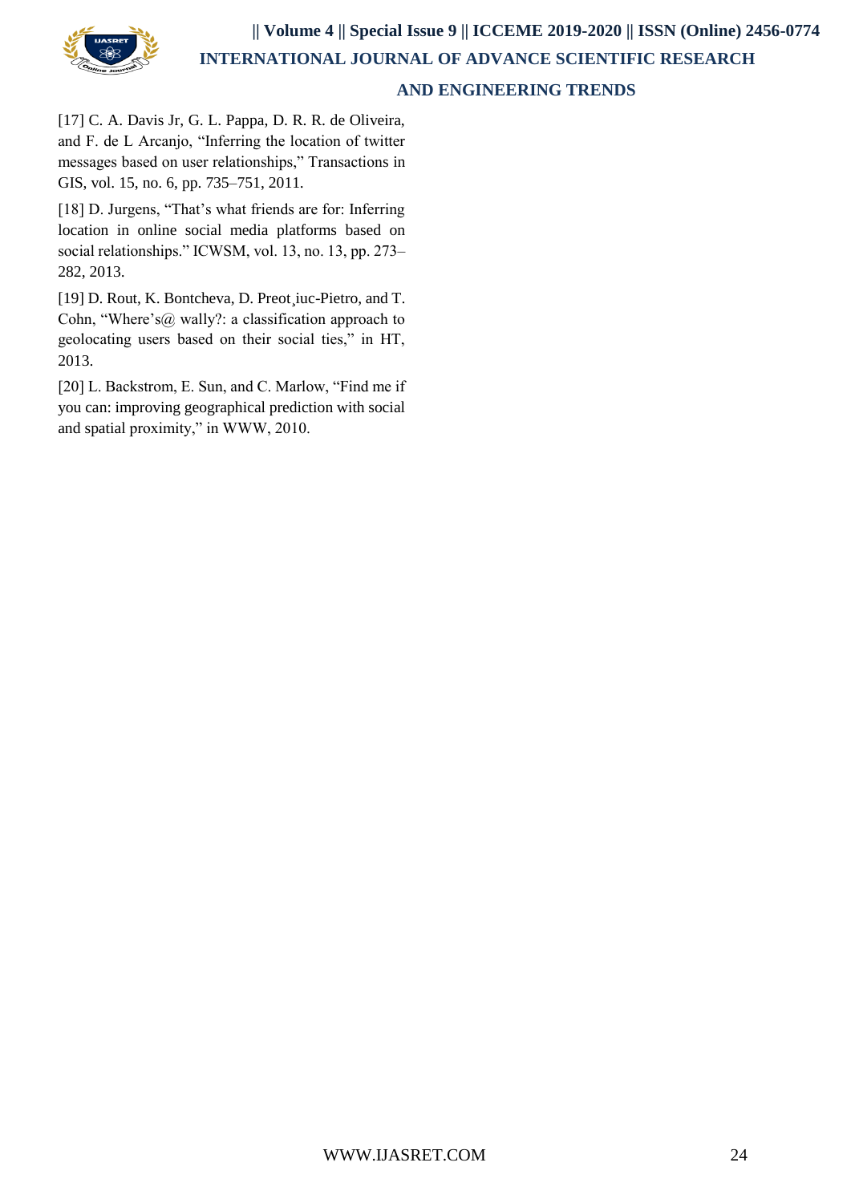[17] C. A. Davis Jr, G. L. Pappa, D. R. R. de Oliveira, and F. de L Arcanjo, “Inferring the location of twitter messages based on user relationships,” Transactions in GIS, vol. 15, no. 6, pp. 735–751, 2011.

[18] D. Jurgens, “That’s what friends are for: Inferring location in online social media platforms based on social relationships.” ICWSM, vol. 13, no. 13, pp. 273–282, 2013.

[19] D. Rout, K. Bontcheva, D. Preot¸iuc-Pietro, and T. Cohn, “Where’s@ wally?: a classification approach to geolocating users based on their social ties,” in HT, 2013.

[20] L. Backstrom, E. Sun, and C. Marlow, “Find me if you can: improving geographical prediction with social and spatial proximity,” in WWW, 2010.